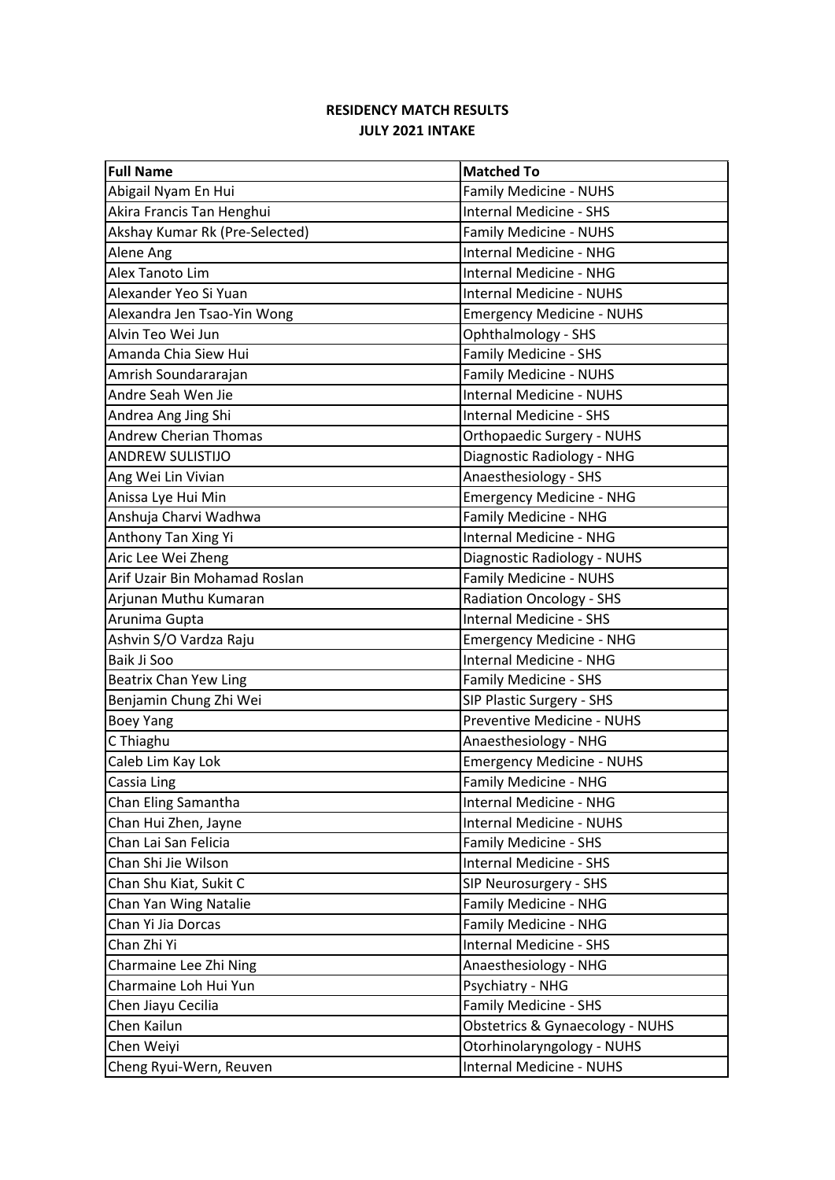**RESIDENCY MATCH RESULTS**
**JULY 2021 INTAKE**

| Full Name | Matched To |
|---|---|
| Abigail Nyam En Hui | Family Medicine - NUHS |
| Akira Francis Tan Henghui | Internal Medicine - SHS |
| Akshay Kumar Rk (Pre-Selected) | Family Medicine - NUHS |
| Alene Ang | Internal Medicine - NHG |
| Alex Tanoto Lim | Internal Medicine - NHG |
| Alexander Yeo Si Yuan | Internal Medicine - NUHS |
| Alexandra Jen Tsao-Yin Wong | Emergency Medicine - NUHS |
| Alvin Teo Wei Jun | Ophthalmology - SHS |
| Amanda Chia Siew Hui | Family Medicine - SHS |
| Amrish Soundararajan | Family Medicine - NUHS |
| Andre Seah Wen Jie | Internal Medicine - NUHS |
| Andrea Ang Jing Shi | Internal Medicine - SHS |
| Andrew Cherian Thomas | Orthopaedic Surgery - NUHS |
| ANDREW SULISTIJO | Diagnostic Radiology - NHG |
| Ang Wei Lin Vivian | Anaesthesiology - SHS |
| Anissa Lye Hui Min | Emergency Medicine - NHG |
| Anshuja Charvi Wadhwa | Family Medicine - NHG |
| Anthony Tan Xing Yi | Internal Medicine - NHG |
| Aric Lee Wei Zheng | Diagnostic Radiology - NUHS |
| Arif Uzair Bin Mohamad Roslan | Family Medicine - NUHS |
| Arjunan Muthu Kumaran | Radiation Oncology - SHS |
| Arunima Gupta | Internal Medicine - SHS |
| Ashvin S/O Vardza Raju | Emergency Medicine - NHG |
| Baik Ji Soo | Internal Medicine - NHG |
| Beatrix Chan Yew Ling | Family Medicine - SHS |
| Benjamin Chung Zhi Wei | SIP Plastic Surgery - SHS |
| Boey Yang | Preventive Medicine - NUHS |
| C Thiaghu | Anaesthesiology - NHG |
| Caleb Lim Kay Lok | Emergency Medicine - NUHS |
| Cassia Ling | Family Medicine - NHG |
| Chan Eling Samantha | Internal Medicine - NHG |
| Chan Hui Zhen, Jayne | Internal Medicine - NUHS |
| Chan Lai San Felicia | Family Medicine - SHS |
| Chan Shi Jie Wilson | Internal Medicine - SHS |
| Chan Shu Kiat, Sukit C | SIP Neurosurgery - SHS |
| Chan Yan Wing Natalie | Family Medicine - NHG |
| Chan Yi Jia Dorcas | Family Medicine - NHG |
| Chan Zhi Yi | Internal Medicine - SHS |
| Charmaine Lee Zhi Ning | Anaesthesiology - NHG |
| Charmaine Loh Hui Yun | Psychiatry - NHG |
| Chen Jiayu Cecilia | Family Medicine - SHS |
| Chen Kailun | Obstetrics & Gynaecology - NUHS |
| Chen Weiyi | Otorhinolaryngology - NUHS |
| Cheng Ryui-Wern, Reuven | Internal Medicine - NUHS |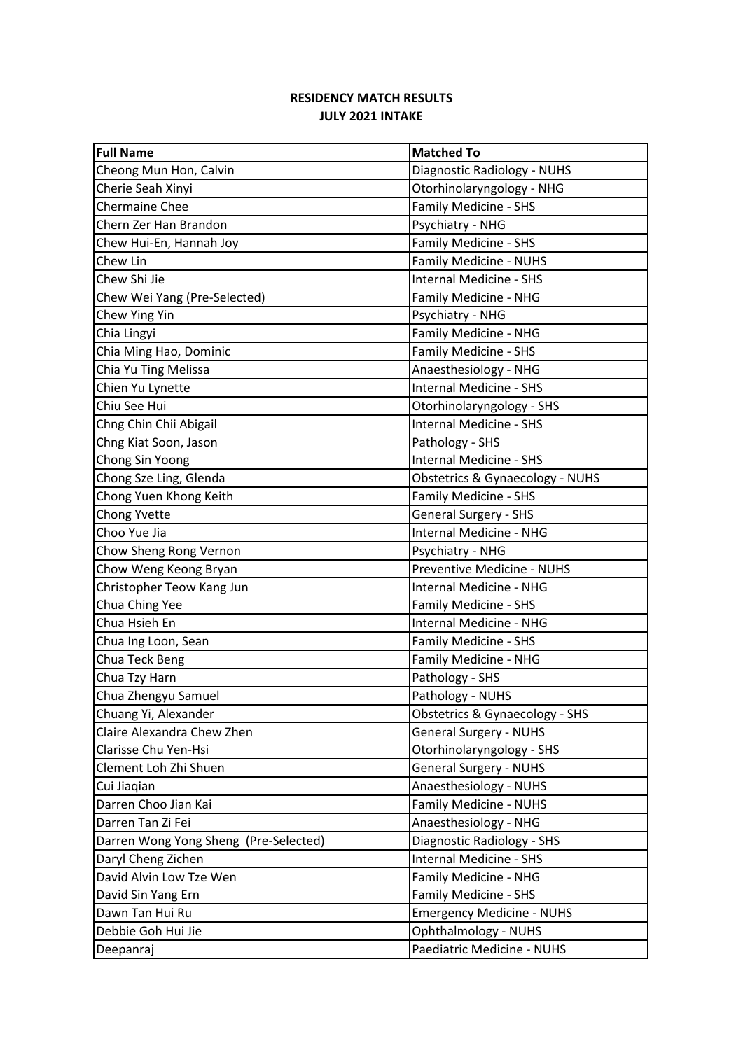**RESIDENCY MATCH RESULTS**
**JULY 2021 INTAKE**

| Full Name | Matched To |
|---|---|
| Cheong Mun Hon, Calvin | Diagnostic Radiology - NUHS |
| Cherie Seah Xinyi | Otorhinolaryngology - NHG |
| Chermaine Chee | Family Medicine - SHS |
| Chern Zer Han Brandon | Psychiatry - NHG |
| Chew Hui-En, Hannah Joy | Family Medicine - SHS |
| Chew Lin | Family Medicine - NUHS |
| Chew Shi Jie | Internal Medicine - SHS |
| Chew Wei Yang (Pre-Selected) | Family Medicine - NHG |
| Chew Ying Yin | Psychiatry - NHG |
| Chia Lingyi | Family Medicine - NHG |
| Chia Ming Hao, Dominic | Family Medicine - SHS |
| Chia Yu Ting Melissa | Anaesthesiology - NHG |
| Chien Yu Lynette | Internal Medicine - SHS |
| Chiu See Hui | Otorhinolaryngology - SHS |
| Chng Chin Chii Abigail | Internal Medicine - SHS |
| Chng Kiat Soon, Jason | Pathology - SHS |
| Chong Sin Yoong | Internal Medicine - SHS |
| Chong Sze Ling, Glenda | Obstetrics & Gynaecology - NUHS |
| Chong Yuen Khong Keith | Family Medicine - SHS |
| Chong Yvette | General Surgery - SHS |
| Choo Yue Jia | Internal Medicine - NHG |
| Chow Sheng Rong Vernon | Psychiatry - NHG |
| Chow Weng Keong Bryan | Preventive Medicine - NUHS |
| Christopher Teow Kang Jun | Internal Medicine - NHG |
| Chua Ching Yee | Family Medicine - SHS |
| Chua Hsieh En | Internal Medicine - NHG |
| Chua Ing Loon, Sean | Family Medicine - SHS |
| Chua Teck Beng | Family Medicine - NHG |
| Chua Tzy Harn | Pathology - SHS |
| Chua Zhengyu Samuel | Pathology - NUHS |
| Chuang Yi, Alexander | Obstetrics & Gynaecology - SHS |
| Claire Alexandra Chew Zhen | General Surgery - NUHS |
| Clarisse Chu Yen-Hsi | Otorhinolaryngology - SHS |
| Clement Loh Zhi Shuen | General Surgery - NUHS |
| Cui Jiaqian | Anaesthesiology - NUHS |
| Darren Choo Jian Kai | Family Medicine - NUHS |
| Darren Tan Zi Fei | Anaesthesiology - NHG |
| Darren Wong Yong Sheng (Pre-Selected) | Diagnostic Radiology - SHS |
| Daryl Cheng Zichen | Internal Medicine - SHS |
| David Alvin Low Tze Wen | Family Medicine - NHG |
| David Sin Yang Ern | Family Medicine - SHS |
| Dawn Tan Hui Ru | Emergency Medicine - NUHS |
| Debbie Goh Hui Jie | Ophthalmology - NUHS |
| Deepanraj | Paediatric Medicine - NUHS |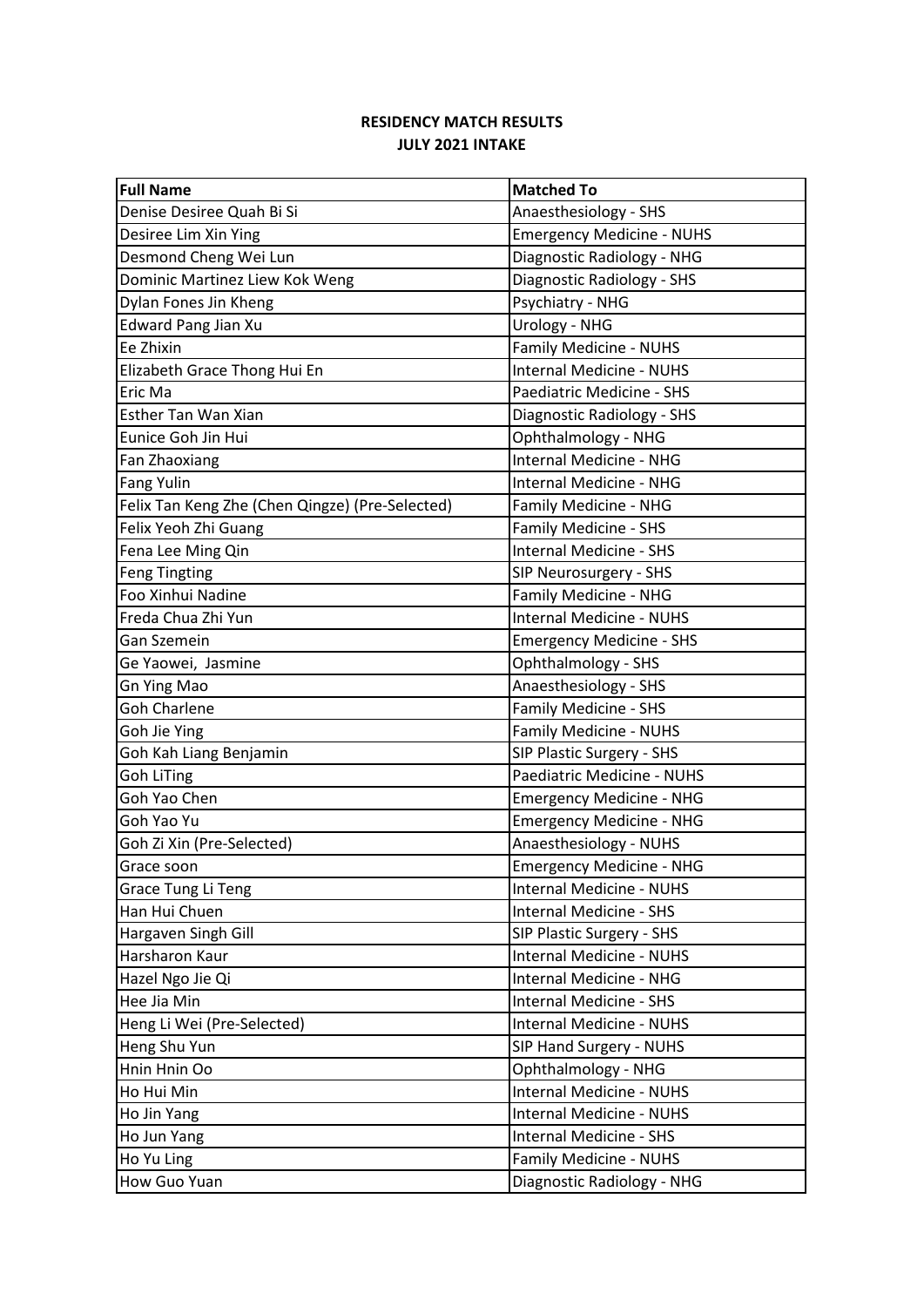**RESIDENCY MATCH RESULTS**
**JULY 2021 INTAKE**

| Full Name | Matched To |
|---|---|
| Denise Desiree Quah Bi Si | Anaesthesiology - SHS |
| Desiree Lim Xin Ying | Emergency Medicine - NUHS |
| Desmond Cheng Wei Lun | Diagnostic Radiology - NHG |
| Dominic Martinez Liew Kok Weng | Diagnostic Radiology - SHS |
| Dylan Fones Jin Kheng | Psychiatry - NHG |
| Edward Pang Jian Xu | Urology - NHG |
| Ee Zhixin | Family Medicine - NUHS |
| Elizabeth Grace Thong Hui En | Internal Medicine - NUHS |
| Eric Ma | Paediatric Medicine - SHS |
| Esther Tan Wan Xian | Diagnostic Radiology - SHS |
| Eunice Goh Jin Hui | Ophthalmology - NHG |
| Fan Zhaoxiang | Internal Medicine - NHG |
| Fang Yulin | Internal Medicine - NHG |
| Felix Tan Keng Zhe (Chen Qingze) (Pre-Selected) | Family Medicine - NHG |
| Felix Yeoh Zhi Guang | Family Medicine - SHS |
| Fena Lee Ming Qin | Internal Medicine - SHS |
| Feng Tingting | SIP Neurosurgery - SHS |
| Foo Xinhui Nadine | Family Medicine - NHG |
| Freda Chua Zhi Yun | Internal Medicine - NUHS |
| Gan Szemein | Emergency Medicine - SHS |
| Ge Yaowei,  Jasmine | Ophthalmology - SHS |
| Gn Ying Mao | Anaesthesiology - SHS |
| Goh Charlene | Family Medicine - SHS |
| Goh Jie Ying | Family Medicine - NUHS |
| Goh Kah Liang Benjamin | SIP Plastic Surgery - SHS |
| Goh LiTing | Paediatric Medicine - NUHS |
| Goh Yao Chen | Emergency Medicine - NHG |
| Goh Yao Yu | Emergency Medicine - NHG |
| Goh Zi Xin (Pre-Selected) | Anaesthesiology - NUHS |
| Grace soon | Emergency Medicine - NHG |
| Grace Tung Li Teng | Internal Medicine - NUHS |
| Han Hui Chuen | Internal Medicine - SHS |
| Hargaven Singh Gill | SIP Plastic Surgery - SHS |
| Harsharon Kaur | Internal Medicine - NUHS |
| Hazel Ngo Jie Qi | Internal Medicine - NHG |
| Hee Jia Min | Internal Medicine - SHS |
| Heng Li Wei (Pre-Selected) | Internal Medicine - NUHS |
| Heng Shu Yun | SIP Hand Surgery - NUHS |
| Hnin Hnin Oo | Ophthalmology - NHG |
| Ho Hui Min | Internal Medicine - NUHS |
| Ho Jin Yang | Internal Medicine - NUHS |
| Ho Jun Yang | Internal Medicine - SHS |
| Ho Yu Ling | Family Medicine - NUHS |
| How Guo Yuan | Diagnostic Radiology - NHG |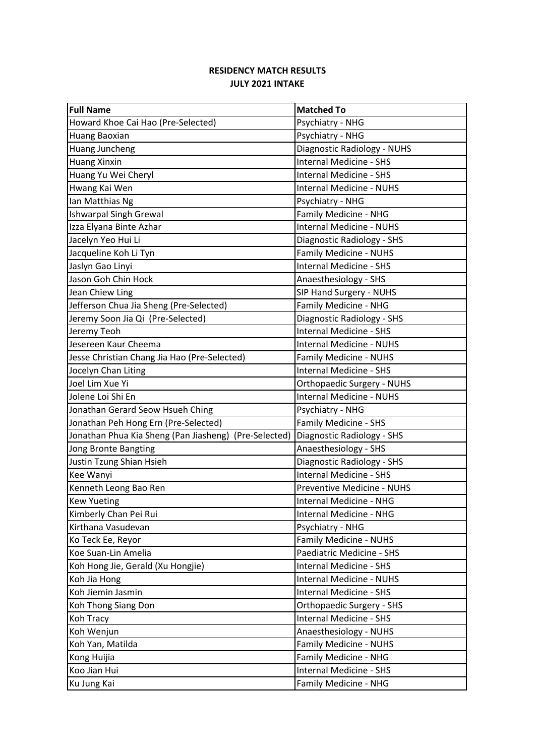**RESIDENCY MATCH RESULTS**
**JULY 2021 INTAKE**

| Full Name | Matched To |
|---|---|
| Howard Khoe Cai Hao (Pre-Selected) | Psychiatry - NHG |
| Huang Baoxian | Psychiatry - NHG |
| Huang Juncheng | Diagnostic Radiology - NUHS |
| Huang Xinxin | Internal Medicine - SHS |
| Huang Yu Wei Cheryl | Internal Medicine - SHS |
| Hwang Kai Wen | Internal Medicine - NUHS |
| Ian Matthias Ng | Psychiatry - NHG |
| Ishwarpal Singh Grewal | Family Medicine - NHG |
| Izza Elyana Binte Azhar | Internal Medicine - NUHS |
| Jacelyn Yeo Hui Li | Diagnostic Radiology - SHS |
| Jacqueline Koh Li Tyn | Family Medicine - NUHS |
| Jaslyn Gao Linyi | Internal Medicine - SHS |
| Jason Goh Chin Hock | Anaesthesiology - SHS |
| Jean Chiew Ling | SIP Hand Surgery - NUHS |
| Jefferson Chua Jia Sheng (Pre-Selected) | Family Medicine - NHG |
| Jeremy Soon Jia Qi (Pre-Selected) | Diagnostic Radiology - SHS |
| Jeremy Teoh | Internal Medicine - SHS |
| Jesereen Kaur Cheema | Internal Medicine - NUHS |
| Jesse Christian Chang Jia Hao (Pre-Selected) | Family Medicine - NUHS |
| Jocelyn Chan Liting | Internal Medicine - SHS |
| Joel Lim Xue Yi | Orthopaedic Surgery - NUHS |
| Jolene Loi Shi En | Internal Medicine - NUHS |
| Jonathan Gerard Seow Hsueh Ching | Psychiatry - NHG |
| Jonathan Peh Hong Ern (Pre-Selected) | Family Medicine - SHS |
| Jonathan Phua Kia Sheng (Pan Jiasheng) (Pre-Selected) | Diagnostic Radiology - SHS |
| Jong Bronte Bangting | Anaesthesiology - SHS |
| Justin Tzung Shian Hsieh | Diagnostic Radiology - SHS |
| Kee Wanyi | Internal Medicine - SHS |
| Kenneth Leong Bao Ren | Preventive Medicine - NUHS |
| Kew Yueting | Internal Medicine - NHG |
| Kimberly Chan Pei Rui | Internal Medicine - NHG |
| Kirthana Vasudevan | Psychiatry - NHG |
| Ko Teck Ee, Reyor | Family Medicine - NUHS |
| Koe Suan-Lin Amelia | Paediatric Medicine - SHS |
| Koh Hong Jie, Gerald (Xu Hongjie) | Internal Medicine - SHS |
| Koh Jia Hong | Internal Medicine - NUHS |
| Koh Jiemin Jasmin | Internal Medicine - SHS |
| Koh Thong Siang Don | Orthopaedic Surgery - SHS |
| Koh Tracy | Internal Medicine - SHS |
| Koh Wenjun | Anaesthesiology - NUHS |
| Koh Yan, Matilda | Family Medicine - NUHS |
| Kong Huijia | Family Medicine - NHG |
| Koo Jian Hui | Internal Medicine - SHS |
| Ku Jung Kai | Family Medicine - NHG |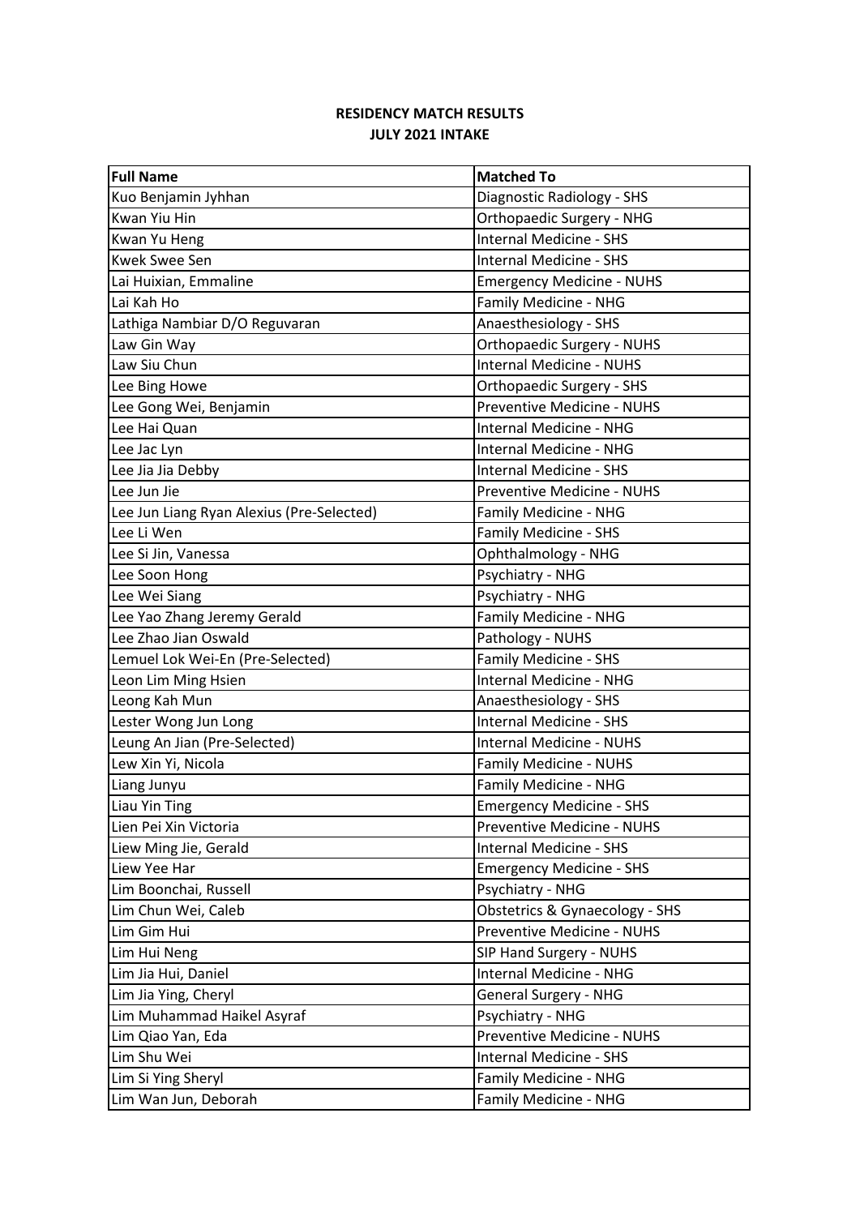**RESIDENCY MATCH RESULTS**
**JULY 2021 INTAKE**

| Full Name | Matched To |
|---|---|
| Kuo Benjamin Jyhhan | Diagnostic Radiology - SHS |
| Kwan Yiu Hin | Orthopaedic Surgery - NHG |
| Kwan Yu Heng | Internal Medicine - SHS |
| Kwek Swee Sen | Internal Medicine - SHS |
| Lai Huixian, Emmaline | Emergency Medicine - NUHS |
| Lai Kah Ho | Family Medicine - NHG |
| Lathiga Nambiar D/O Reguvaran | Anaesthesiology - SHS |
| Law Gin Way | Orthopaedic Surgery - NUHS |
| Law Siu Chun | Internal Medicine - NUHS |
| Lee Bing Howe | Orthopaedic Surgery - SHS |
| Lee Gong Wei, Benjamin | Preventive Medicine - NUHS |
| Lee Hai Quan | Internal Medicine - NHG |
| Lee Jac Lyn | Internal Medicine - NHG |
| Lee Jia Jia Debby | Internal Medicine - SHS |
| Lee Jun Jie | Preventive Medicine - NUHS |
| Lee Jun Liang Ryan Alexius (Pre-Selected) | Family Medicine - NHG |
| Lee Li Wen | Family Medicine - SHS |
| Lee Si Jin, Vanessa | Ophthalmology - NHG |
| Lee Soon Hong | Psychiatry - NHG |
| Lee Wei Siang | Psychiatry - NHG |
| Lee Yao Zhang Jeremy Gerald | Family Medicine - NHG |
| Lee Zhao Jian Oswald | Pathology - NUHS |
| Lemuel Lok Wei-En (Pre-Selected) | Family Medicine - SHS |
| Leon Lim Ming Hsien | Internal Medicine - NHG |
| Leong Kah Mun | Anaesthesiology - SHS |
| Lester Wong Jun Long | Internal Medicine - SHS |
| Leung An Jian (Pre-Selected) | Internal Medicine - NUHS |
| Lew Xin Yi, Nicola | Family Medicine - NUHS |
| Liang Junyu | Family Medicine - NHG |
| Liau Yin Ting | Emergency Medicine - SHS |
| Lien Pei Xin Victoria | Preventive Medicine - NUHS |
| Liew Ming Jie, Gerald | Internal Medicine - SHS |
| Liew Yee Har | Emergency Medicine - SHS |
| Lim Boonchai, Russell | Psychiatry - NHG |
| Lim Chun Wei, Caleb | Obstetrics & Gynaecology - SHS |
| Lim Gim Hui | Preventive Medicine - NUHS |
| Lim Hui Neng | SIP Hand Surgery - NUHS |
| Lim Jia Hui, Daniel | Internal Medicine - NHG |
| Lim Jia Ying, Cheryl | General Surgery - NHG |
| Lim Muhammad Haikel Asyraf | Psychiatry - NHG |
| Lim Qiao Yan, Eda | Preventive Medicine - NUHS |
| Lim Shu Wei | Internal Medicine - SHS |
| Lim Si Ying Sheryl | Family Medicine - NHG |
| Lim Wan Jun, Deborah | Family Medicine - NHG |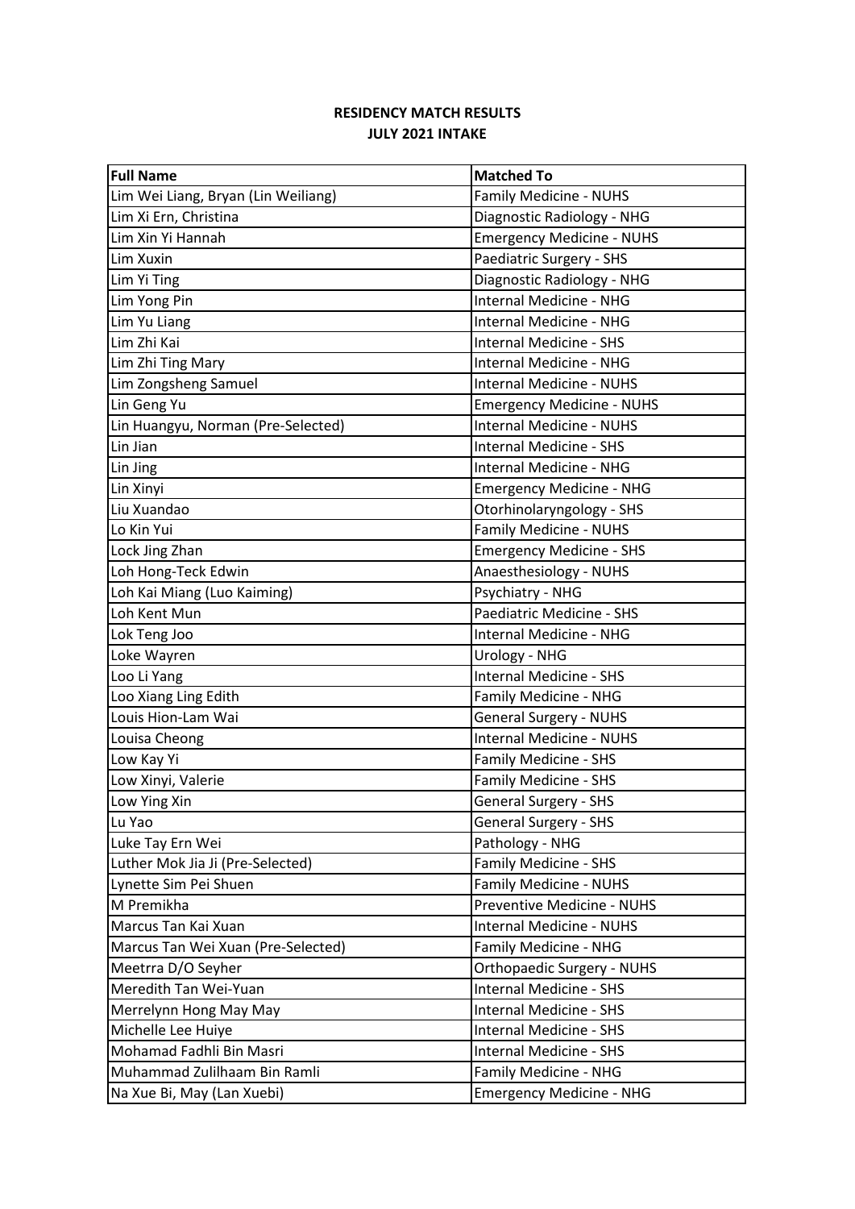**RESIDENCY MATCH RESULTS**
**JULY 2021 INTAKE**

| Full Name | Matched To |
|---|---|
| Lim Wei Liang, Bryan (Lin Weiliang) | Family Medicine - NUHS |
| Lim Xi Ern, Christina | Diagnostic Radiology - NHG |
| Lim Xin Yi Hannah | Emergency Medicine - NUHS |
| Lim Xuxin | Paediatric Surgery - SHS |
| Lim Yi Ting | Diagnostic Radiology - NHG |
| Lim Yong Pin | Internal Medicine - NHG |
| Lim Yu Liang | Internal Medicine - NHG |
| Lim Zhi Kai | Internal Medicine - SHS |
| Lim Zhi Ting Mary | Internal Medicine - NHG |
| Lim Zongsheng Samuel | Internal Medicine - NUHS |
| Lin Geng Yu | Emergency Medicine - NUHS |
| Lin Huangyu, Norman (Pre-Selected) | Internal Medicine - NUHS |
| Lin Jian | Internal Medicine - SHS |
| Lin Jing | Internal Medicine - NHG |
| Lin Xinyi | Emergency Medicine - NHG |
| Liu Xuandao | Otorhinolaryngology - SHS |
| Lo Kin Yui | Family Medicine - NUHS |
| Lock Jing Zhan | Emergency Medicine - SHS |
| Loh Hong-Teck Edwin | Anaesthesiology - NUHS |
| Loh Kai Miang (Luo Kaiming) | Psychiatry - NHG |
| Loh Kent Mun | Paediatric Medicine - SHS |
| Lok Teng Joo | Internal Medicine - NHG |
| Loke Wayren | Urology - NHG |
| Loo Li Yang | Internal Medicine - SHS |
| Loo Xiang Ling Edith | Family Medicine - NHG |
| Louis Hion-Lam Wai | General Surgery - NUHS |
| Louisa Cheong | Internal Medicine - NUHS |
| Low Kay Yi | Family Medicine - SHS |
| Low Xinyi, Valerie | Family Medicine - SHS |
| Low Ying Xin | General Surgery - SHS |
| Lu Yao | General Surgery - SHS |
| Luke Tay Ern Wei | Pathology - NHG |
| Luther Mok Jia Ji (Pre-Selected) | Family Medicine - SHS |
| Lynette Sim Pei Shuen | Family Medicine - NUHS |
| M Premikha | Preventive Medicine - NUHS |
| Marcus Tan Kai Xuan | Internal Medicine - NUHS |
| Marcus Tan Wei Xuan (Pre-Selected) | Family Medicine - NHG |
| Meetra D/O Seyher | Orthopaedic Surgery - NUHS |
| Meredith Tan Wei-Yuan | Internal Medicine - SHS |
| Merrelynn Hong May May | Internal Medicine - SHS |
| Michelle Lee Huiye | Internal Medicine - SHS |
| Mohamad Fadhli Bin Masri | Internal Medicine - SHS |
| Muhammad Zulilhaam Bin Ramli | Family Medicine - NHG |
| Na Xue Bi, May (Lan Xuebi) | Emergency Medicine - NHG |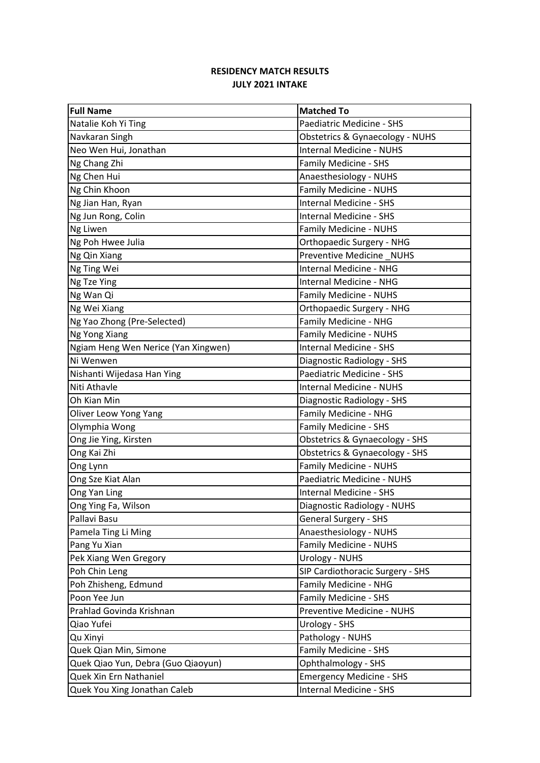**RESIDENCY MATCH RESULTS**
**JULY 2021 INTAKE**

| Full Name | Matched To |
|---|---|
| Natalie Koh Yi Ting | Paediatric Medicine - SHS |
| Navkaran Singh | Obstetrics & Gynaecology - NUHS |
| Neo Wen Hui, Jonathan | Internal Medicine - NUHS |
| Ng Chang Zhi | Family Medicine - SHS |
| Ng Chen Hui | Anaesthesiology - NUHS |
| Ng Chin Khoon | Family Medicine - NUHS |
| Ng Jian Han, Ryan | Internal Medicine - SHS |
| Ng Jun Rong, Colin | Internal Medicine - SHS |
| Ng Liwen | Family Medicine - NUHS |
| Ng Poh Hwee Julia | Orthopaedic Surgery - NHG |
| Ng Qin Xiang | Preventive Medicine _NUHS |
| Ng Ting Wei | Internal Medicine - NHG |
| Ng Tze Ying | Internal Medicine - NHG |
| Ng Wan Qi | Family Medicine - NUHS |
| Ng Wei Xiang | Orthopaedic Surgery - NHG |
| Ng Yao Zhong (Pre-Selected) | Family Medicine - NHG |
| Ng Yong Xiang | Family Medicine - NUHS |
| Ngiam Heng Wen Nerice (Yan Xingwen) | Internal Medicine - SHS |
| Ni Wenwen | Diagnostic Radiology - SHS |
| Nishanti Wijedasa Han Ying | Paediatric Medicine - SHS |
| Niti Athavle | Internal Medicine - NUHS |
| Oh Kian Min | Diagnostic Radiology - SHS |
| Oliver Leow Yong Yang | Family Medicine - NHG |
| Olymphia Wong | Family Medicine - SHS |
| Ong Jie Ying, Kirsten | Obstetrics & Gynaecology - SHS |
| Ong Kai Zhi | Obstetrics & Gynaecology - SHS |
| Ong Lynn | Family Medicine - NUHS |
| Ong Sze Kiat Alan | Paediatric Medicine - NUHS |
| Ong Yan Ling | Internal Medicine - SHS |
| Ong Ying Fa, Wilson | Diagnostic Radiology - NUHS |
| Pallavi Basu | General Surgery - SHS |
| Pamela Ting Li Ming | Anaesthesiology - NUHS |
| Pang Yu Xian | Family Medicine - NUHS |
| Pek Xiang Wen Gregory | Urology - NUHS |
| Poh Chin Leng | SIP Cardiothoracic Surgery - SHS |
| Poh Zhisheng, Edmund | Family Medicine - NHG |
| Poon Yee Jun | Family Medicine - SHS |
| Prahlad Govinda Krishnan | Preventive Medicine - NUHS |
| Qiao Yufei | Urology - SHS |
| Qu Xinyi | Pathology - NUHS |
| Quek Qian Min, Simone | Family Medicine - SHS |
| Quek Qiao Yun, Debra (Guo Qiaoyun) | Ophthalmology - SHS |
| Quek Xin Ern Nathaniel | Emergency Medicine - SHS |
| Quek You Xing Jonathan Caleb | Internal Medicine - SHS |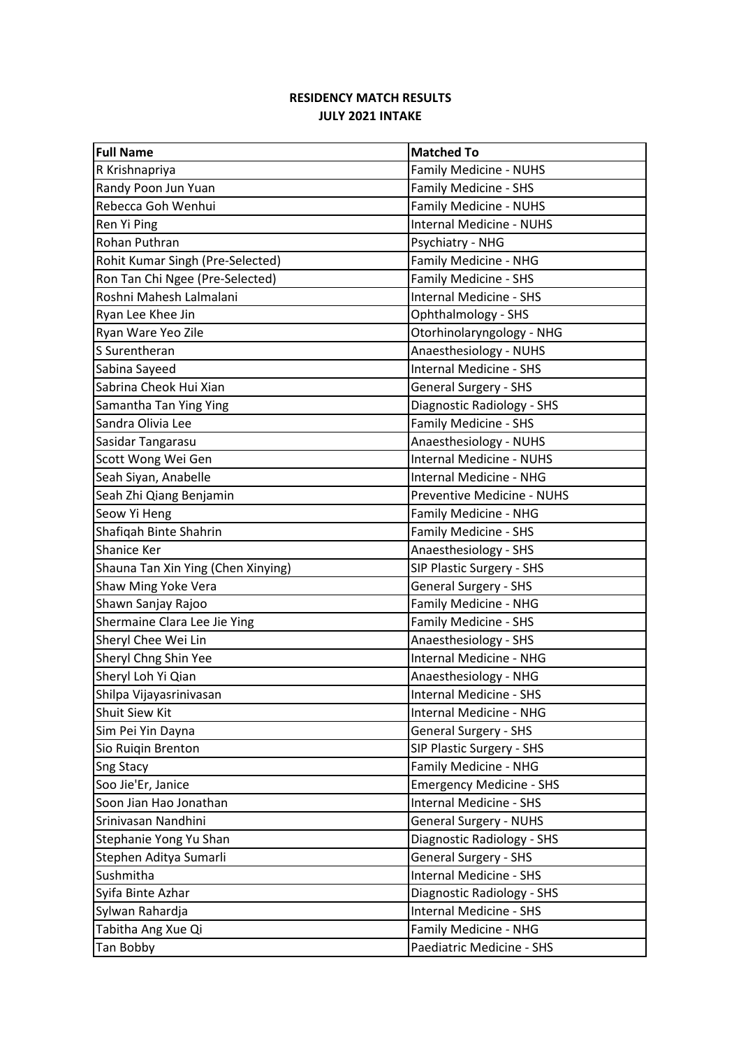**RESIDENCY MATCH RESULTS**
**JULY 2021 INTAKE**

| Full Name | Matched To |
|---|---|
| R Krishnapriya | Family Medicine - NUHS |
| Randy Poon Jun Yuan | Family Medicine - SHS |
| Rebecca Goh Wenhui | Family Medicine - NUHS |
| Ren Yi Ping | Internal Medicine - NUHS |
| Rohan Puthran | Psychiatry - NHG |
| Rohit Kumar Singh (Pre-Selected) | Family Medicine - NHG |
| Ron Tan Chi Ngee (Pre-Selected) | Family Medicine - SHS |
| Roshni Mahesh Lalmalani | Internal Medicine - SHS |
| Ryan Lee Khee Jin | Ophthalmology - SHS |
| Ryan Ware Yeo Zile | Otorhinolaryngology - NHG |
| S Surentheran | Anaesthesiology - NUHS |
| Sabina Sayeed | Internal Medicine - SHS |
| Sabrina Cheok Hui Xian | General Surgery - SHS |
| Samantha Tan Ying Ying | Diagnostic Radiology - SHS |
| Sandra Olivia Lee | Family Medicine - SHS |
| Sasidar Tangarasu | Anaesthesiology - NUHS |
| Scott Wong Wei Gen | Internal Medicine - NUHS |
| Seah Siyan, Anabelle | Internal Medicine - NHG |
| Seah Zhi Qiang Benjamin | Preventive Medicine - NUHS |
| Seow Yi Heng | Family Medicine - NHG |
| Shafiqah Binte Shahrin | Family Medicine - SHS |
| Shanice Ker | Anaesthesiology - SHS |
| Shauna Tan Xin Ying (Chen Xinying) | SIP Plastic Surgery - SHS |
| Shaw Ming Yoke Vera | General Surgery - SHS |
| Shawn Sanjay Rajoo | Family Medicine - NHG |
| Shermaine Clara Lee Jie Ying | Family Medicine - SHS |
| Sheryl Chee Wei Lin | Anaesthesiology - SHS |
| Sheryl Chng Shin Yee | Internal Medicine - NHG |
| Sheryl Loh Yi Qian | Anaesthesiology - NHG |
| Shilpa Vijayasrinivasan | Internal Medicine - SHS |
| Shuit Siew Kit | Internal Medicine - NHG |
| Sim Pei Yin Dayna | General Surgery - SHS |
| Sio Ruiqin Brenton | SIP Plastic Surgery - SHS |
| Sng Stacy | Family Medicine - NHG |
| Soo Jie'Er, Janice | Emergency Medicine - SHS |
| Soon Jian Hao Jonathan | Internal Medicine - SHS |
| Srinivasan Nandhini | General Surgery - NUHS |
| Stephanie Yong Yu Shan | Diagnostic Radiology - SHS |
| Stephen Aditya Sumarli | General Surgery - SHS |
| Sushmitha | Internal Medicine - SHS |
| Syifa Binte Azhar | Diagnostic Radiology - SHS |
| Sylwan Rahardja | Internal Medicine - SHS |
| Tabitha Ang Xue Qi | Family Medicine - NHG |
| Tan Bobby | Paediatric Medicine - SHS |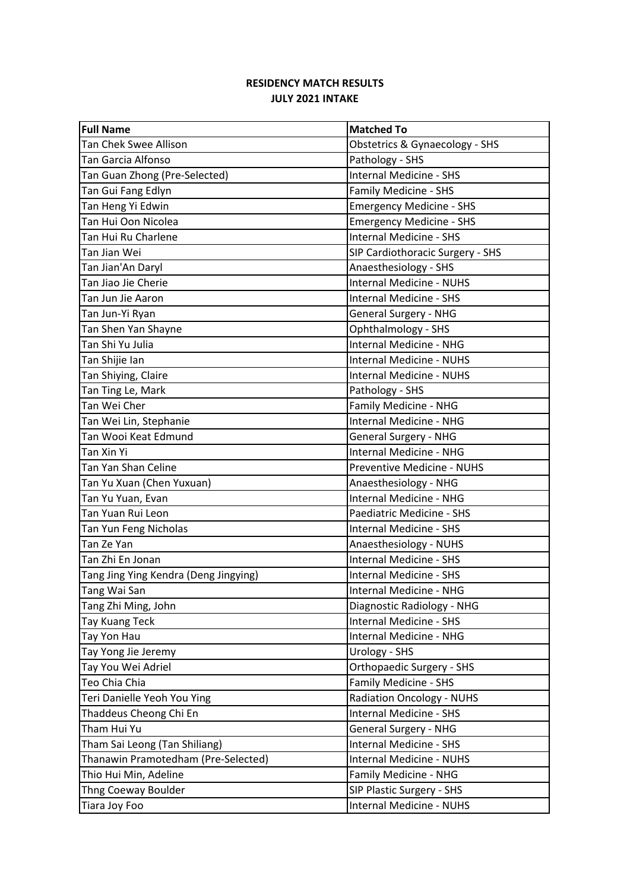**RESIDENCY MATCH RESULTS**
**JULY 2021 INTAKE**

| Full Name | Matched To |
|---|---|
| Tan Chek Swee Allison | Obstetrics & Gynaecology - SHS |
| Tan Garcia Alfonso | Pathology - SHS |
| Tan Guan Zhong (Pre-Selected) | Internal Medicine - SHS |
| Tan Gui Fang Edlyn | Family Medicine - SHS |
| Tan Heng Yi Edwin | Emergency Medicine - SHS |
| Tan Hui Oon Nicolea | Emergency Medicine - SHS |
| Tan Hui Ru Charlene | Internal Medicine - SHS |
| Tan Jian Wei | SIP Cardiothoracic Surgery - SHS |
| Tan Jian'An Daryl | Anaesthesiology - SHS |
| Tan Jiao Jie Cherie | Internal Medicine - NUHS |
| Tan Jun Jie Aaron | Internal Medicine - SHS |
| Tan Jun-Yi Ryan | General Surgery - NHG |
| Tan Shen Yan Shayne | Ophthalmology - SHS |
| Tan Shi Yu Julia | Internal Medicine - NHG |
| Tan Shijie Ian | Internal Medicine - NUHS |
| Tan Shiying, Claire | Internal Medicine - NUHS |
| Tan Ting Le, Mark | Pathology - SHS |
| Tan Wei Cher | Family Medicine - NHG |
| Tan Wei Lin, Stephanie | Internal Medicine - NHG |
| Tan Wooi Keat Edmund | General Surgery - NHG |
| Tan Xin Yi | Internal Medicine - NHG |
| Tan Yan Shan Celine | Preventive Medicine - NUHS |
| Tan Yu Xuan (Chen Yuxuan) | Anaesthesiology - NHG |
| Tan Yu Yuan, Evan | Internal Medicine - NHG |
| Tan Yuan Rui Leon | Paediatric Medicine - SHS |
| Tan Yun Feng Nicholas | Internal Medicine - SHS |
| Tan Ze Yan | Anaesthesiology - NUHS |
| Tan Zhi En Jonan | Internal Medicine - SHS |
| Tang Jing Ying Kendra (Deng Jingying) | Internal Medicine - SHS |
| Tang Wai San | Internal Medicine - NHG |
| Tang Zhi Ming, John | Diagnostic Radiology - NHG |
| Tay Kuang Teck | Internal Medicine - SHS |
| Tay Yon Hau | Internal Medicine - NHG |
| Tay Yong Jie Jeremy | Urology - SHS |
| Tay You Wei Adriel | Orthopaedic Surgery - SHS |
| Teo Chia Chia | Family Medicine - SHS |
| Teri Danielle Yeoh You Ying | Radiation Oncology - NUHS |
| Thaddeus Cheong Chi En | Internal Medicine - SHS |
| Tham Hui Yu | General Surgery - NHG |
| Tham Sai Leong (Tan Shiliang) | Internal Medicine - SHS |
| Thanawin Pramotedham (Pre-Selected) | Internal Medicine - NUHS |
| Thio Hui Min, Adeline | Family Medicine - NHG |
| Thng Coeway Boulder | SIP Plastic Surgery - SHS |
| Tiara Joy Foo | Internal Medicine - NUHS |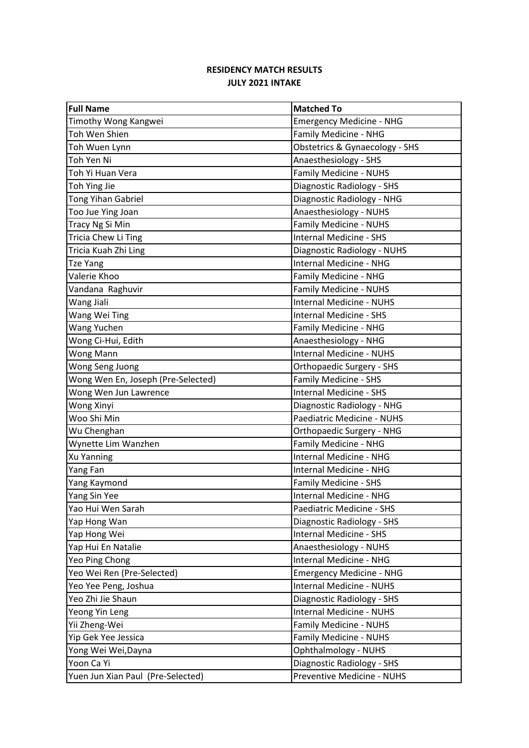**RESIDENCY MATCH RESULTS**
**JULY 2021 INTAKE**

| Full Name | Matched To |
|---|---|
| Timothy Wong Kangwei | Emergency Medicine - NHG |
| Toh Wen Shien | Family Medicine - NHG |
| Toh Wuen Lynn | Obstetrics & Gynaecology - SHS |
| Toh Yen Ni | Anaesthesiology - SHS |
| Toh Yi Huan Vera | Family Medicine - NUHS |
| Toh Ying Jie | Diagnostic Radiology - SHS |
| Tong Yihan Gabriel | Diagnostic Radiology - NHG |
| Too Jue Ying Joan | Anaesthesiology - NUHS |
| Tracy Ng Si Min | Family Medicine - NUHS |
| Tricia Chew Li Ting | Internal Medicine - SHS |
| Tricia Kuah Zhi Ling | Diagnostic Radiology - NUHS |
| Tze Yang | Internal Medicine - NHG |
| Valerie Khoo | Family Medicine - NHG |
| Vandana  Raghuvir | Family Medicine - NUHS |
| Wang Jiali | Internal Medicine - NUHS |
| Wang Wei Ting | Internal Medicine - SHS |
| Wang Yuchen | Family Medicine - NHG |
| Wong Ci-Hui, Edith | Anaesthesiology - NHG |
| Wong Mann | Internal Medicine - NUHS |
| Wong Seng Juong | Orthopaedic Surgery - SHS |
| Wong Wen En, Joseph (Pre-Selected) | Family Medicine - SHS |
| Wong Wen Jun Lawrence | Internal Medicine - SHS |
| Wong Xinyi | Diagnostic Radiology - NHG |
| Woo Shi Min | Paediatric Medicine - NUHS |
| Wu Chenghan | Orthopaedic Surgery - NHG |
| Wynette Lim Wanzhen | Family Medicine - NHG |
| Xu Yanning | Internal Medicine - NHG |
| Yang Fan | Internal Medicine - NHG |
| Yang Kaymond | Family Medicine - SHS |
| Yang Sin Yee | Internal Medicine - NHG |
| Yao Hui Wen Sarah | Paediatric Medicine - SHS |
| Yap Hong Wan | Diagnostic Radiology - SHS |
| Yap Hong Wei | Internal Medicine - SHS |
| Yap Hui En Natalie | Anaesthesiology - NUHS |
| Yeo Ping Chong | Internal Medicine - NHG |
| Yeo Wei Ren (Pre-Selected) | Emergency Medicine - NHG |
| Yeo Yee Peng, Joshua | Internal Medicine - NUHS |
| Yeo Zhi Jie Shaun | Diagnostic Radiology - SHS |
| Yeong Yin Leng | Internal Medicine - NUHS |
| Yii Zheng-Wei | Family Medicine - NUHS |
| Yip Gek Yee Jessica | Family Medicine - NUHS |
| Yong Wei Wei,Dayna | Ophthalmology - NUHS |
| Yoon Ca Yi | Diagnostic Radiology - SHS |
| Yuen Jun Xian Paul  (Pre-Selected) | Preventive Medicine - NUHS |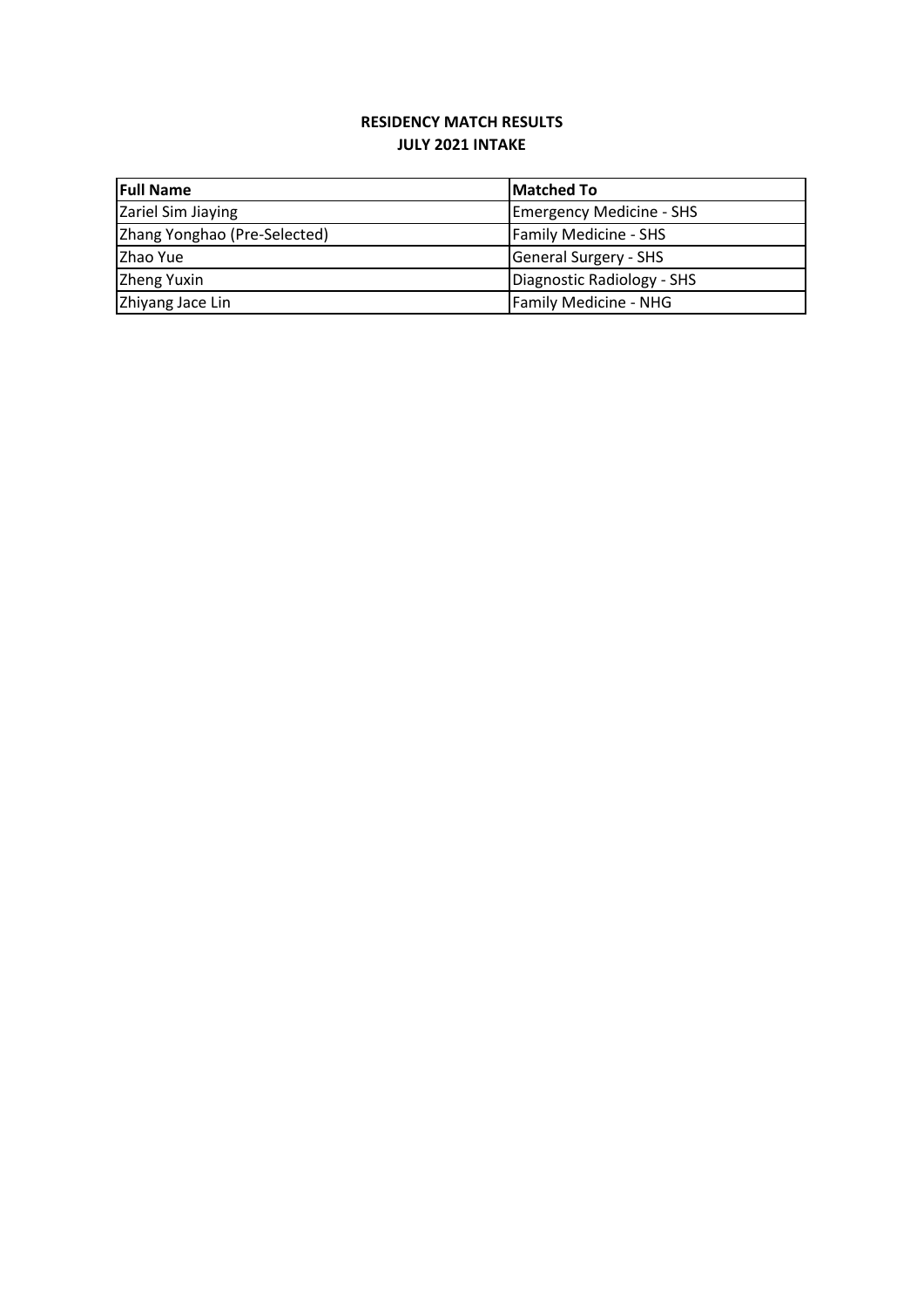**RESIDENCY MATCH RESULTS**
**JULY 2021 INTAKE**

| Full Name | Matched To |
|---|---|
| Zariel Sim Jiaying | Emergency Medicine - SHS |
| Zhang Yonghao (Pre-Selected) | Family Medicine - SHS |
| Zhao Yue | General Surgery - SHS |
| Zheng Yuxin | Diagnostic Radiology - SHS |
| Zhiyang Jace Lin | Family Medicine - NHG |